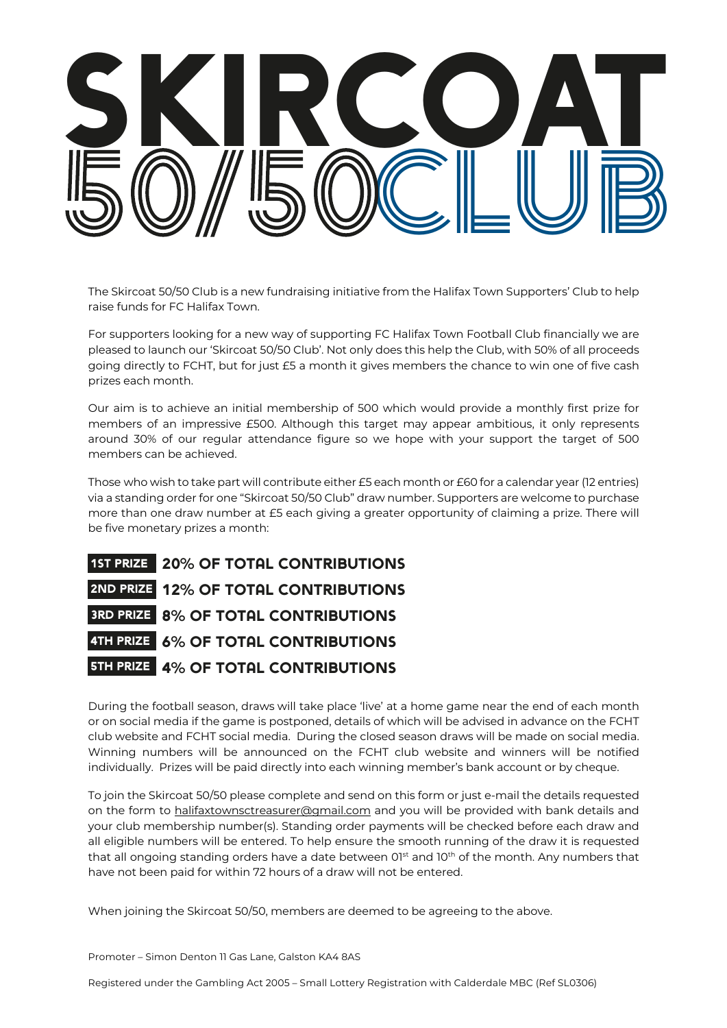# SKIRCOAT 50/50 CLUB

The Skircoat 50/50 Club is a new fundraising initiative from the Halifax Town Supporters' Club to help raise funds for FC Halifax Town.

For supporters looking for a new way of supporting FC Halifax Town Football Club financially we are pleased to launch our 'Skircoat 50/50 Club'. Not only does this help the Club, with 50% of all proceeds going directly to FCHT, but for just £5 a month it gives members the chance to win one of five cash prizes each month.

Our aim is to achieve an initial membership of 500 which would provide a monthly first prize for members of an impressive £500. Although this target may appear ambitious, it only represents around 30% of our regular attendance figure so we hope with your support the target of 500 members can be achieved.

Those who wish to take part will contribute either £5 each month or £60 for a calendar year (12 entries) via a standing order for one "Skircoat 50/50 Club" draw number. Supporters are welcome to purchase more than one draw number at £5 each giving a greater opportunity of claiming a prize. There will be five monetary prizes a month:

- **1ST PRIZE** **20% OF TOTAL CONTRIBUTIONS**
- **2ND PRIZE** **12% OF TOTAL CONTRIBUTIONS**
- **3RD PRIZE** **8% OF TOTAL CONTRIBUTIONS**
- **4TH PRIZE** **6% OF TOTAL CONTRIBUTIONS**
- **5TH PRIZE** **4% OF TOTAL CONTRIBUTIONS**

During the football season, draws will take place 'live' at a home game near the end of each month or on social media if the game is postponed, details of which will be advised in advance on the FCHT club website and FCHT social media. During the closed season draws will be made on social media. Winning numbers will be announced on the FCHT club website and winners will be notified individually. Prizes will be paid directly into each winning member's bank account or by cheque.

To join the Skircoat 50/50 please complete and send on this form or just e-mail the details requested on the form to halifaxtownsctreasurer@gmail.com and you will be provided with bank details and your club membership number(s). Standing order payments will be checked before each draw and all eligible numbers will be entered. To help ensure the smooth running of the draw it is requested that all ongoing standing orders have a date between 01st and 10th of the month. Any numbers that have not been paid for within 72 hours of a draw will not be entered.

When joining the Skircoat 50/50, members are deemed to be agreeing to the above.

Promoter – Simon Denton 11 Gas Lane, Galston KA4 8AS

Registered under the Gambling Act 2005 – Small Lottery Registration with Calderdale MBC (Ref SL0306)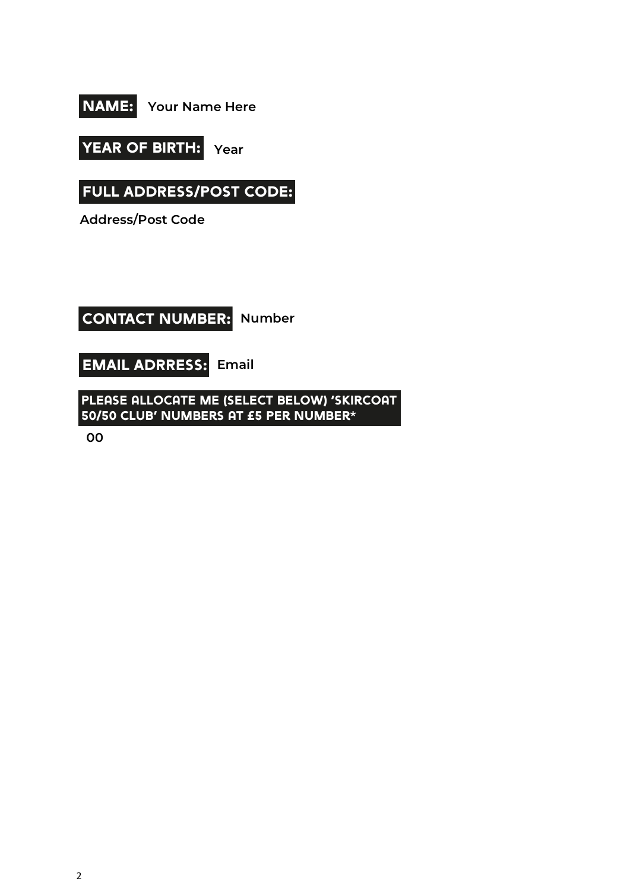**NAME:** Your Name Here

**YEAR OF BIRTH:** Year

**FULL ADDRESS/POST CODE:**

Address/Post Code

**CONTACT NUMBER:** Number

**EMAIL ADRRESS:** Email

**PLEASE ALLOCATE ME (SELECT BELOW) 'SKIRCOAT 50/50 CLUB' NUMBERS AT £5 PER NUMBER***

00